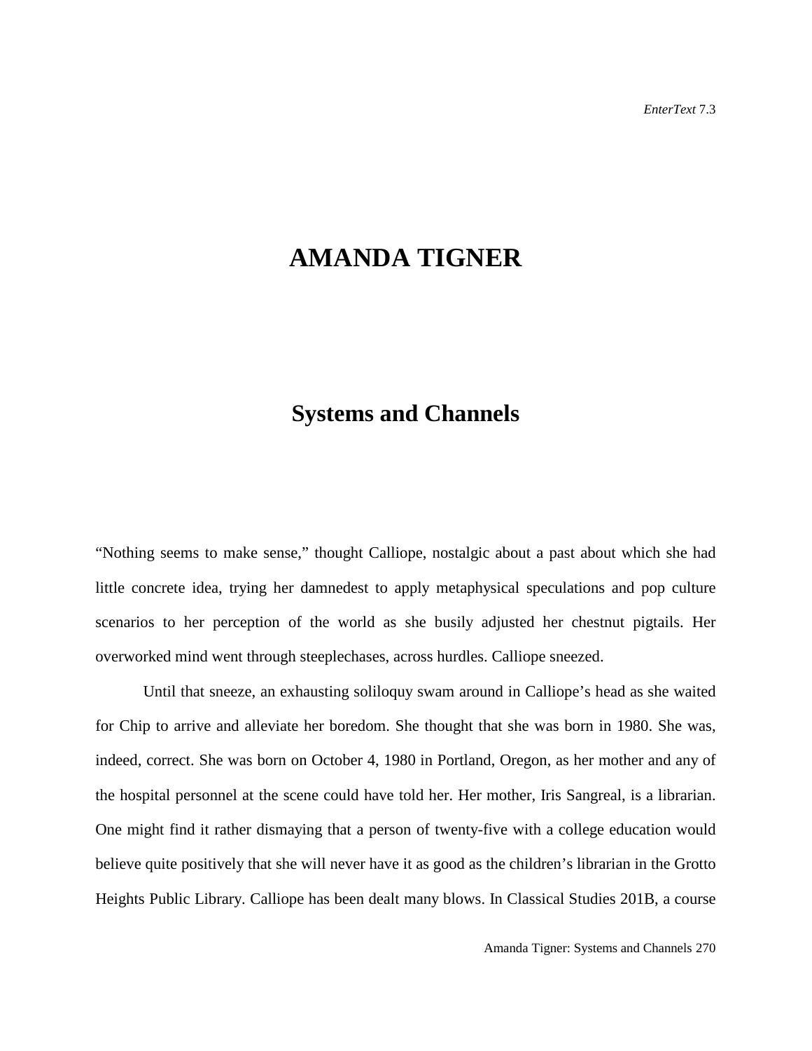# AMANDA TIGNER

## Systems and Channels

"Nothing seems to make sense," thought Calliope, nostalgic about a past about which she had little concrete idea, trying her damnedest to apply metaphysical speculations and pop culture scenarios to her perception of the world as she busily adjusted her chestnut pigtails. Her overworked mind went through steeplechases, across hurdles. Calliope sneezed.

Until that sneeze, an exhausting soliloquy swam around in Calliope's head as she waited for Chip to arrive and alleviate her boredom. She thought that she was born in 1980. She was, indeed, correct. She was born on October 4, 1980 in Portland, Oregon, as her mother and any of the hospital personnel at the scene could have told her. Her mother, Iris Sangreal, is a librarian. One might find it rather dismaying that a person of twenty-five with a college education would believe quite positively that she will never have it as good as the children's librarian in the Grotto Heights Public Library. Calliope has been dealt many blows. In Classical Studies 201B, a course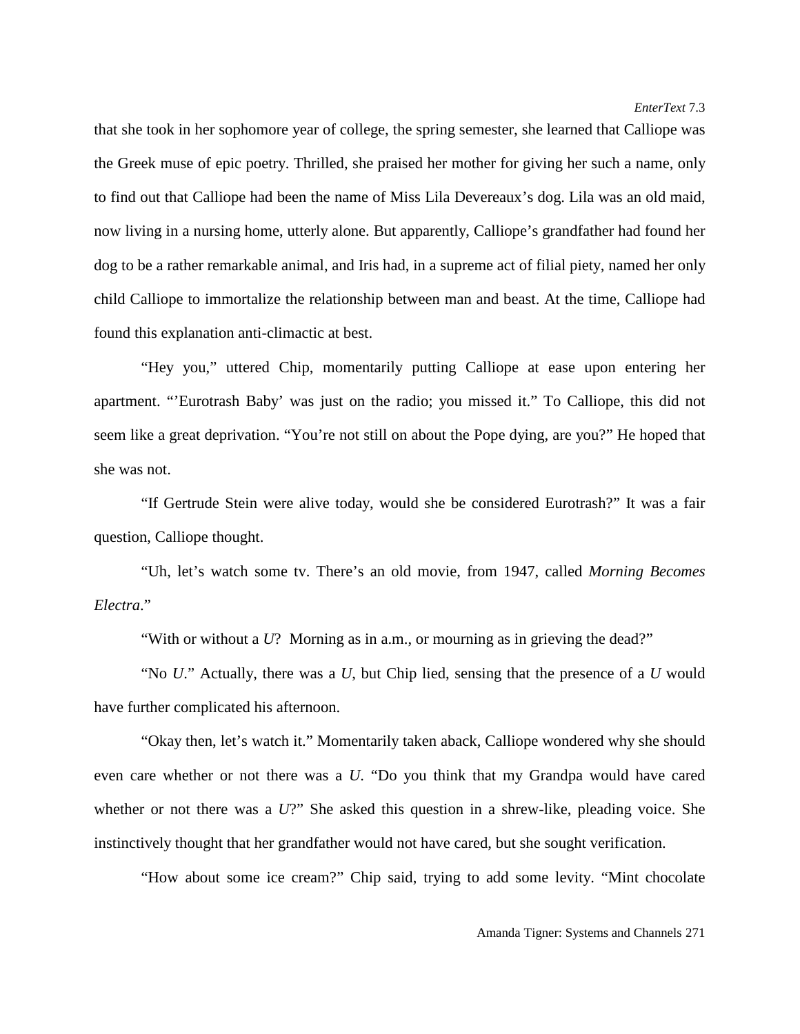that she took in her sophomore year of college, the spring semester, she learned that Calliope was the Greek muse of epic poetry. Thrilled, she praised her mother for giving her such a name, only to find out that Calliope had been the name of Miss Lila Devereaux's dog. Lila was an old maid, now living in a nursing home, utterly alone. But apparently, Calliope's grandfather had found her dog to be a rather remarkable animal, and Iris had, in a supreme act of filial piety, named her only child Calliope to immortalize the relationship between man and beast. At the time, Calliope had found this explanation anti-climactic at best.

"Hey you," uttered Chip, momentarily putting Calliope at ease upon entering her apartment. "'Eurotrash Baby' was just on the radio; you missed it." To Calliope, this did not seem like a great deprivation. "You're not still on about the Pope dying, are you?" He hoped that she was not.

"If Gertrude Stein were alive today, would she be considered Eurotrash?" It was a fair question, Calliope thought.

"Uh, let's watch some tv. There's an old movie, from 1947, called *Morning Becomes Electra*."

"With or without a *U*? Morning as in a.m., or mourning as in grieving the dead?"

"No *U*." Actually, there was a *U*, but Chip lied, sensing that the presence of a *U* would have further complicated his afternoon.

"Okay then, let's watch it." Momentarily taken aback, Calliope wondered why she should even care whether or not there was a *U*. "Do you think that my Grandpa would have cared whether or not there was a *U*?" She asked this question in a shrew-like, pleading voice. She instinctively thought that her grandfather would not have cared, but she sought verification.

"How about some ice cream?" Chip said, trying to add some levity. "Mint chocolate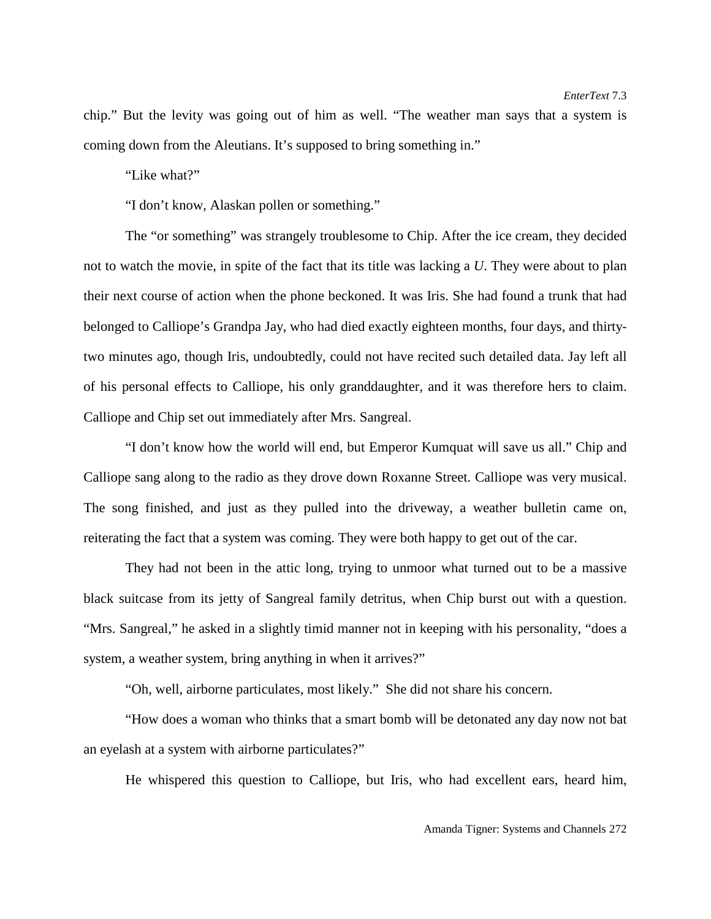chip." But the levity was going out of him as well. "The weather man says that a system is coming down from the Aleutians. It's supposed to bring something in."

"Like what?"

"I don't know, Alaskan pollen or something."

The "or something" was strangely troublesome to Chip. After the ice cream, they decided not to watch the movie, in spite of the fact that its title was lacking a *U*. They were about to plan their next course of action when the phone beckoned. It was Iris. She had found a trunk that had belonged to Calliope's Grandpa Jay, who had died exactly eighteen months, four days, and thirty-two minutes ago, though Iris, undoubtedly, could not have recited such detailed data. Jay left all of his personal effects to Calliope, his only granddaughter, and it was therefore hers to claim. Calliope and Chip set out immediately after Mrs. Sangreal.

"I don't know how the world will end, but Emperor Kumquat will save us all." Chip and Calliope sang along to the radio as they drove down Roxanne Street. Calliope was very musical. The song finished, and just as they pulled into the driveway, a weather bulletin came on, reiterating the fact that a system was coming. They were both happy to get out of the car.

They had not been in the attic long, trying to unmoor what turned out to be a massive black suitcase from its jetty of Sangreal family detritus, when Chip burst out with a question. "Mrs. Sangreal," he asked in a slightly timid manner not in keeping with his personality, "does a system, a weather system, bring anything in when it arrives?"

"Oh, well, airborne particulates, most likely." She did not share his concern.

"How does a woman who thinks that a smart bomb will be detonated any day now not bat an eyelash at a system with airborne particulates?"

He whispered this question to Calliope, but Iris, who had excellent ears, heard him,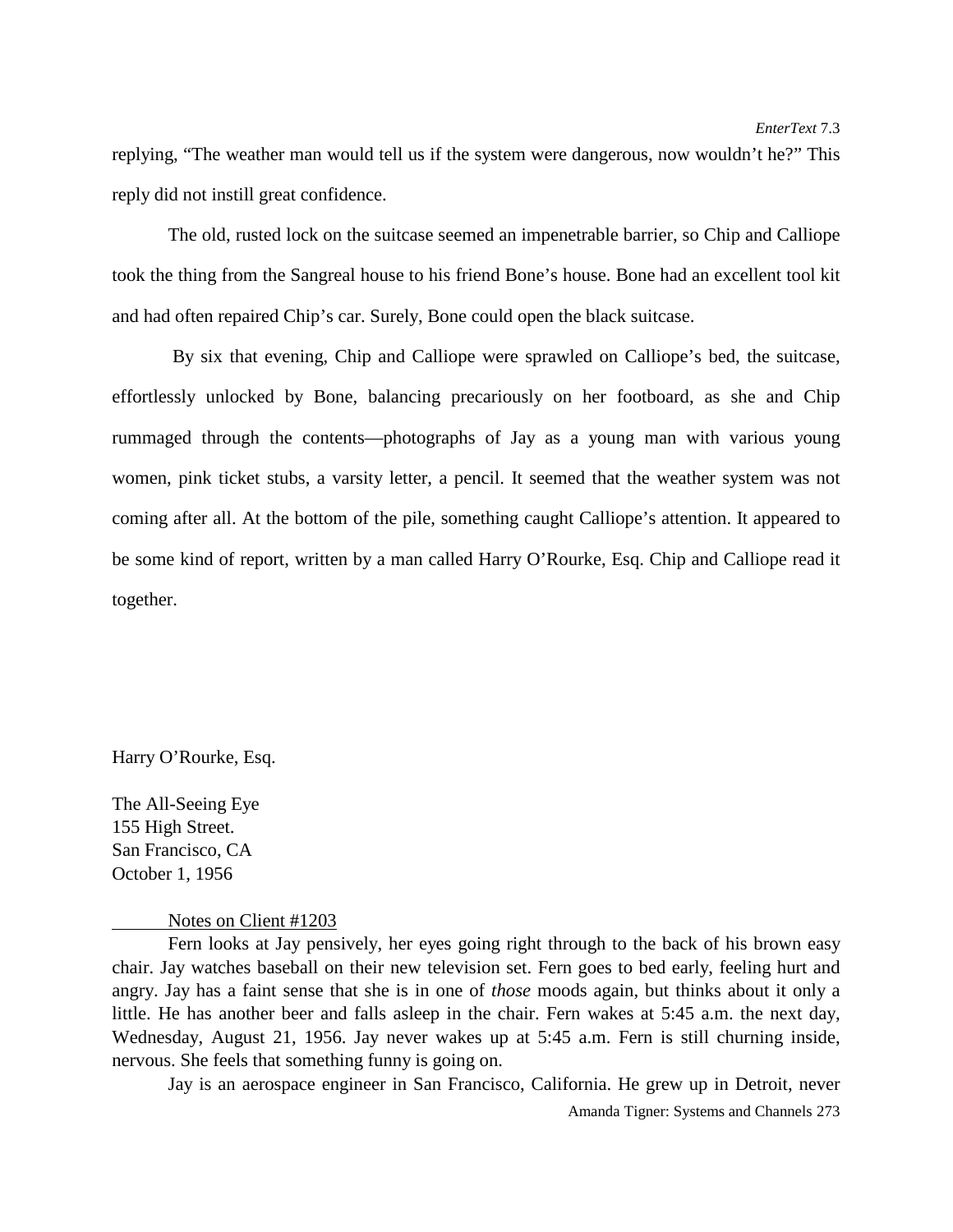replying, "The weather man would tell us if the system were dangerous, now wouldn't he?" This reply did not instill great confidence.

The old, rusted lock on the suitcase seemed an impenetrable barrier, so Chip and Calliope took the thing from the Sangreal house to his friend Bone's house. Bone had an excellent tool kit and had often repaired Chip's car. Surely, Bone could open the black suitcase.

By six that evening, Chip and Calliope were sprawled on Calliope's bed, the suitcase, effortlessly unlocked by Bone, balancing precariously on her footboard, as she and Chip rummaged through the contents—photographs of Jay as a young man with various young women, pink ticket stubs, a varsity letter, a pencil. It seemed that the weather system was not coming after all. At the bottom of the pile, something caught Calliope's attention. It appeared to be some kind of report, written by a man called Harry O'Rourke, Esq. Chip and Calliope read it together.

Harry O'Rourke, Esq.

The All-Seeing Eye
155 High Street.
San Francisco, CA
October 1, 1956

Notes on Client #1203

Fern looks at Jay pensively, her eyes going right through to the back of his brown easy chair. Jay watches baseball on their new television set. Fern goes to bed early, feeling hurt and angry. Jay has a faint sense that she is in one of *those* moods again, but thinks about it only a little. He has another beer and falls asleep in the chair. Fern wakes at 5:45 a.m. the next day, Wednesday, August 21, 1956. Jay never wakes up at 5:45 a.m. Fern is still churning inside, nervous. She feels that something funny is going on.

Jay is an aerospace engineer in San Francisco, California. He grew up in Detroit, never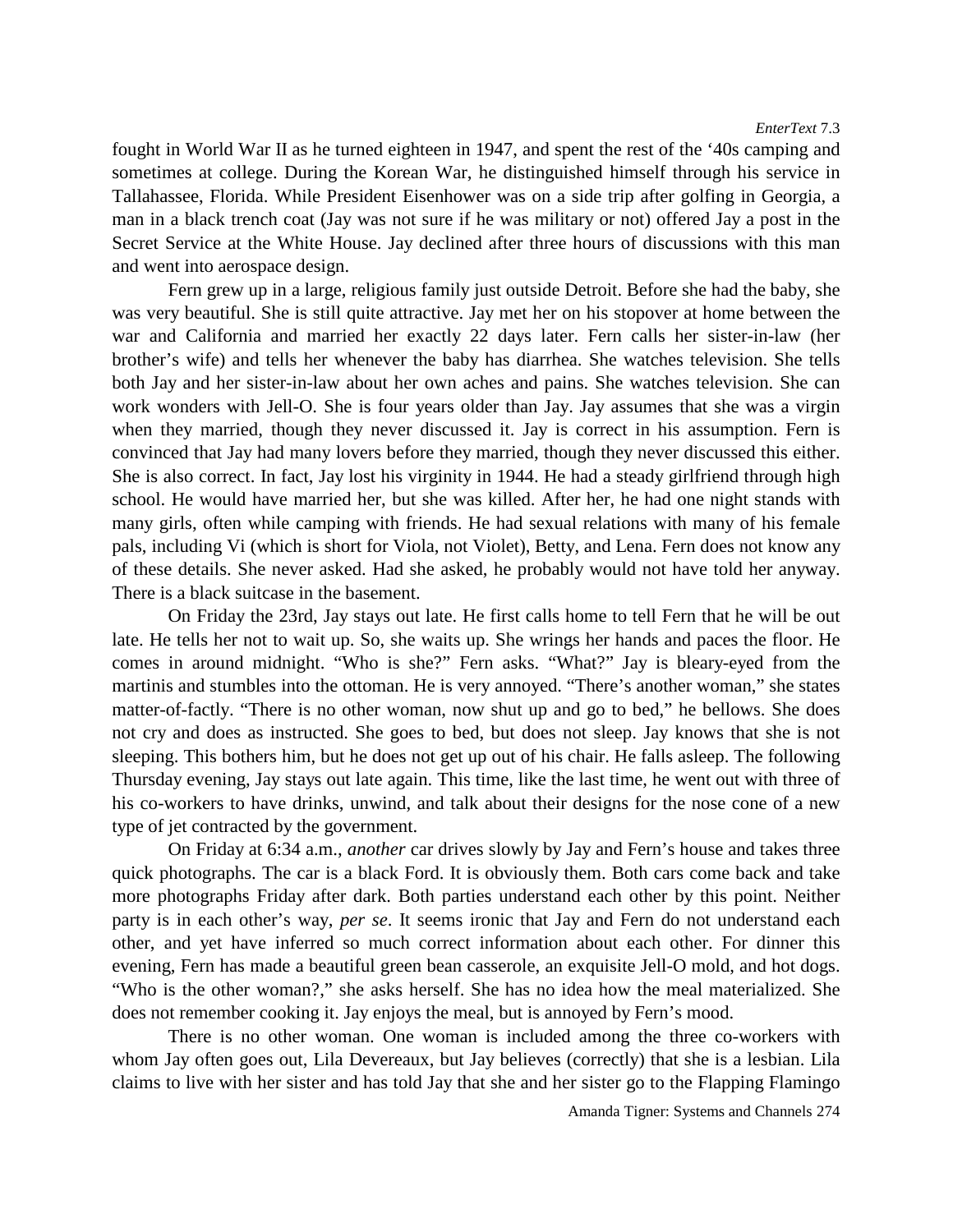fought in World War II as he turned eighteen in 1947, and spent the rest of the '40s camping and sometimes at college. During the Korean War, he distinguished himself through his service in Tallahassee, Florida. While President Eisenhower was on a side trip after golfing in Georgia, a man in a black trench coat (Jay was not sure if he was military or not) offered Jay a post in the Secret Service at the White House. Jay declined after three hours of discussions with this man and went into aerospace design.

Fern grew up in a large, religious family just outside Detroit. Before she had the baby, she was very beautiful. She is still quite attractive. Jay met her on his stopover at home between the war and California and married her exactly 22 days later. Fern calls her sister-in-law (her brother's wife) and tells her whenever the baby has diarrhea. She watches television. She tells both Jay and her sister-in-law about her own aches and pains. She watches television. She can work wonders with Jell-O. She is four years older than Jay. Jay assumes that she was a virgin when they married, though they never discussed it. Jay is correct in his assumption. Fern is convinced that Jay had many lovers before they married, though they never discussed this either. She is also correct. In fact, Jay lost his virginity in 1944. He had a steady girlfriend through high school. He would have married her, but she was killed. After her, he had one night stands with many girls, often while camping with friends. He had sexual relations with many of his female pals, including Vi (which is short for Viola, not Violet), Betty, and Lena. Fern does not know any of these details. She never asked. Had she asked, he probably would not have told her anyway. There is a black suitcase in the basement.

On Friday the 23rd, Jay stays out late. He first calls home to tell Fern that he will be out late. He tells her not to wait up. So, she waits up. She wrings her hands and paces the floor. He comes in around midnight. "Who is she?" Fern asks. "What?" Jay is bleary-eyed from the martinis and stumbles into the ottoman. He is very annoyed. "There's another woman," she states matter-of-factly. "There is no other woman, now shut up and go to bed," he bellows. She does not cry and does as instructed. She goes to bed, but does not sleep. Jay knows that she is not sleeping. This bothers him, but he does not get up out of his chair. He falls asleep. The following Thursday evening, Jay stays out late again. This time, like the last time, he went out with three of his co-workers to have drinks, unwind, and talk about their designs for the nose cone of a new type of jet contracted by the government.

On Friday at 6:34 a.m., *another* car drives slowly by Jay and Fern's house and takes three quick photographs. The car is a black Ford. It is obviously them. Both cars come back and take more photographs Friday after dark. Both parties understand each other by this point. Neither party is in each other's way, *per se*. It seems ironic that Jay and Fern do not understand each other, and yet have inferred so much correct information about each other. For dinner this evening, Fern has made a beautiful green bean casserole, an exquisite Jell-O mold, and hot dogs. "Who is the other woman?," she asks herself. She has no idea how the meal materialized. She does not remember cooking it. Jay enjoys the meal, but is annoyed by Fern's mood.

There is no other woman. One woman is included among the three co-workers with whom Jay often goes out, Lila Devereaux, but Jay believes (correctly) that she is a lesbian. Lila claims to live with her sister and has told Jay that she and her sister go to the Flapping Flamingo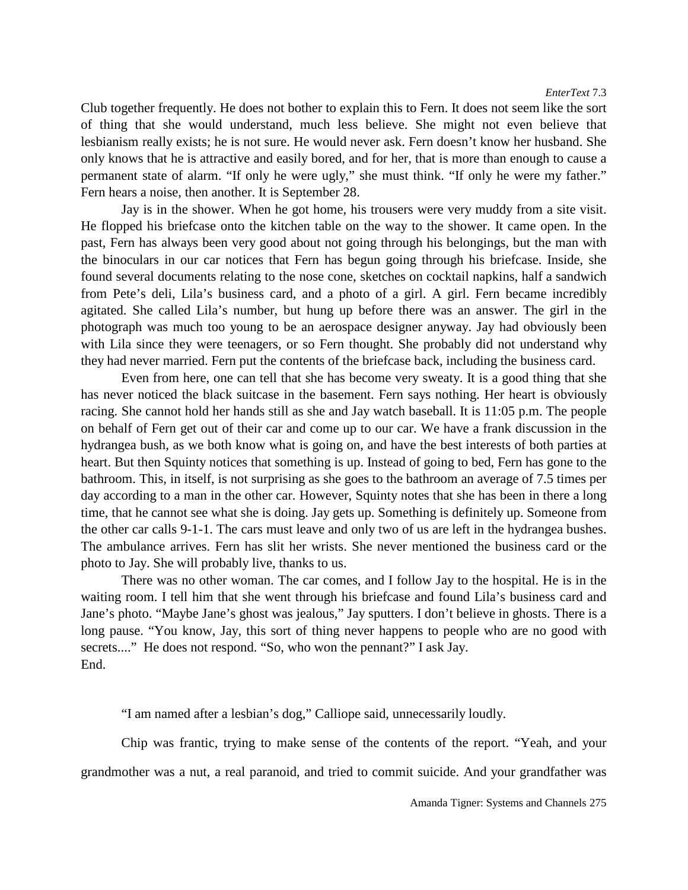Club together frequently. He does not bother to explain this to Fern. It does not seem like the sort of thing that she would understand, much less believe. She might not even believe that lesbianism really exists; he is not sure. He would never ask. Fern doesn't know her husband. She only knows that he is attractive and easily bored, and for her, that is more than enough to cause a permanent state of alarm. "If only he were ugly," she must think. "If only he were my father." Fern hears a noise, then another. It is September 28.

Jay is in the shower. When he got home, his trousers were very muddy from a site visit. He flopped his briefcase onto the kitchen table on the way to the shower. It came open. In the past, Fern has always been very good about not going through his belongings, but the man with the binoculars in our car notices that Fern has begun going through his briefcase. Inside, she found several documents relating to the nose cone, sketches on cocktail napkins, half a sandwich from Pete's deli, Lila's business card, and a photo of a girl. A girl. Fern became incredibly agitated. She called Lila's number, but hung up before there was an answer. The girl in the photograph was much too young to be an aerospace designer anyway. Jay had obviously been with Lila since they were teenagers, or so Fern thought. She probably did not understand why they had never married. Fern put the contents of the briefcase back, including the business card.

Even from here, one can tell that she has become very sweaty. It is a good thing that she has never noticed the black suitcase in the basement. Fern says nothing. Her heart is obviously racing. She cannot hold her hands still as she and Jay watch baseball. It is 11:05 p.m. The people on behalf of Fern get out of their car and come up to our car. We have a frank discussion in the hydrangea bush, as we both know what is going on, and have the best interests of both parties at heart. But then Squinty notices that something is up. Instead of going to bed, Fern has gone to the bathroom. This, in itself, is not surprising as she goes to the bathroom an average of 7.5 times per day according to a man in the other car. However, Squinty notes that she has been in there a long time, that he cannot see what she is doing. Jay gets up. Something is definitely up. Someone from the other car calls 9-1-1. The cars must leave and only two of us are left in the hydrangea bushes. The ambulance arrives. Fern has slit her wrists. She never mentioned the business card or the photo to Jay. She will probably live, thanks to us.

There was no other woman. The car comes, and I follow Jay to the hospital. He is in the waiting room. I tell him that she went through his briefcase and found Lila's business card and Jane's photo. "Maybe Jane's ghost was jealous," Jay sputters. I don't believe in ghosts. There is a long pause. "You know, Jay, this sort of thing never happens to people who are no good with secrets...." He does not respond. "So, who won the pennant?" I ask Jay.
End.

"I am named after a lesbian's dog," Calliope said, unnecessarily loudly.

Chip was frantic, trying to make sense of the contents of the report. "Yeah, and your grandmother was a nut, a real paranoid, and tried to commit suicide. And your grandfather was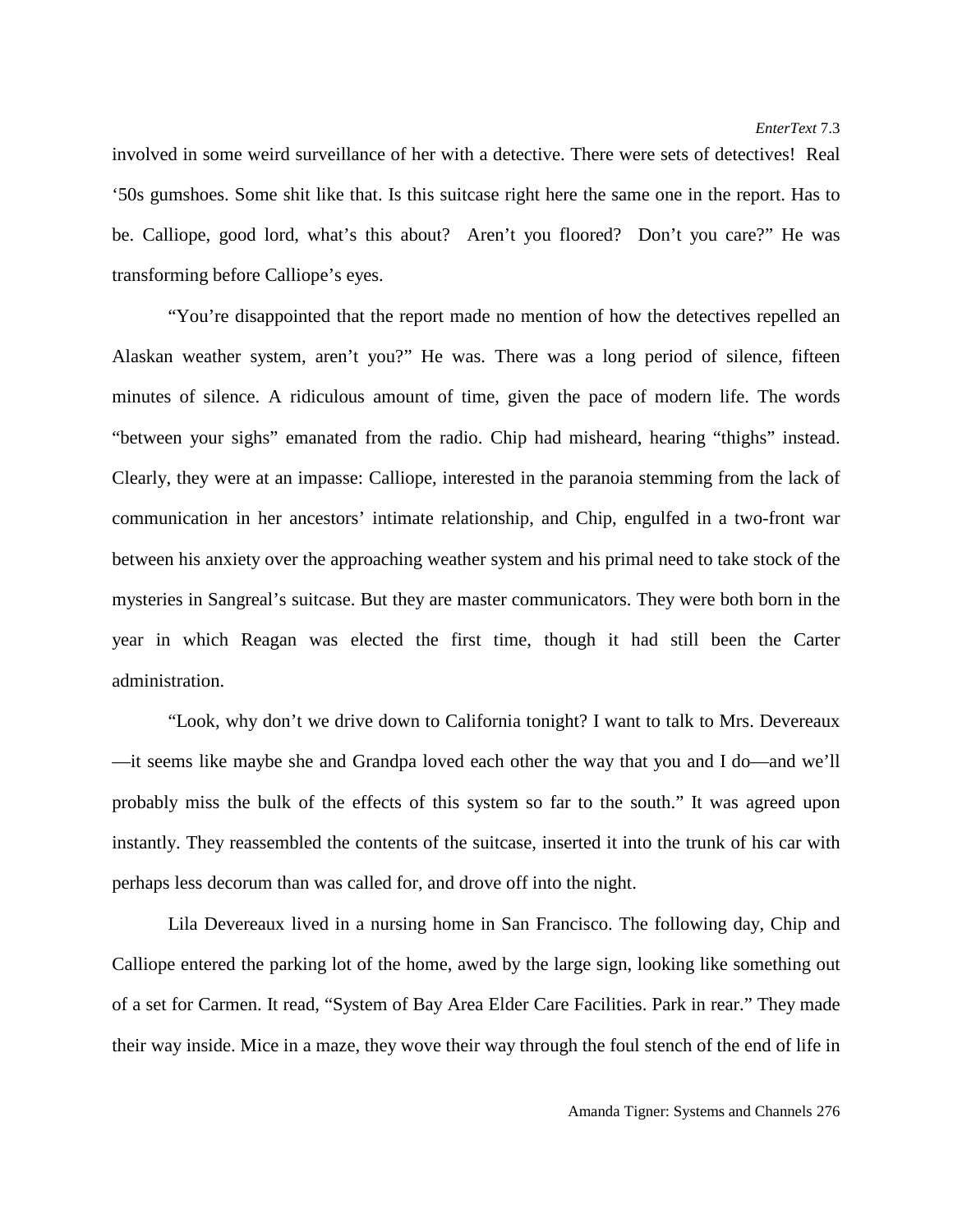involved in some weird surveillance of her with a detective. There were sets of detectives! Real '50s gumshoes. Some shit like that. Is this suitcase right here the same one in the report. Has to be. Calliope, good lord, what's this about? Aren't you floored? Don't you care?" He was transforming before Calliope's eyes.

"You're disappointed that the report made no mention of how the detectives repelled an Alaskan weather system, aren't you?" He was. There was a long period of silence, fifteen minutes of silence. A ridiculous amount of time, given the pace of modern life. The words "between your sighs" emanated from the radio. Chip had misheard, hearing "thighs" instead. Clearly, they were at an impasse: Calliope, interested in the paranoia stemming from the lack of communication in her ancestors' intimate relationship, and Chip, engulfed in a two-front war between his anxiety over the approaching weather system and his primal need to take stock of the mysteries in Sangreal's suitcase. But they are master communicators. They were both born in the year in which Reagan was elected the first time, though it had still been the Carter administration.

"Look, why don't we drive down to California tonight? I want to talk to Mrs. Devereaux—it seems like maybe she and Grandpa loved each other the way that you and I do—and we'll probably miss the bulk of the effects of this system so far to the south." It was agreed upon instantly. They reassembled the contents of the suitcase, inserted it into the trunk of his car with perhaps less decorum than was called for, and drove off into the night.

Lila Devereaux lived in a nursing home in San Francisco. The following day, Chip and Calliope entered the parking lot of the home, awed by the large sign, looking like something out of a set for Carmen. It read, "System of Bay Area Elder Care Facilities. Park in rear." They made their way inside. Mice in a maze, they wove their way through the foul stench of the end of life in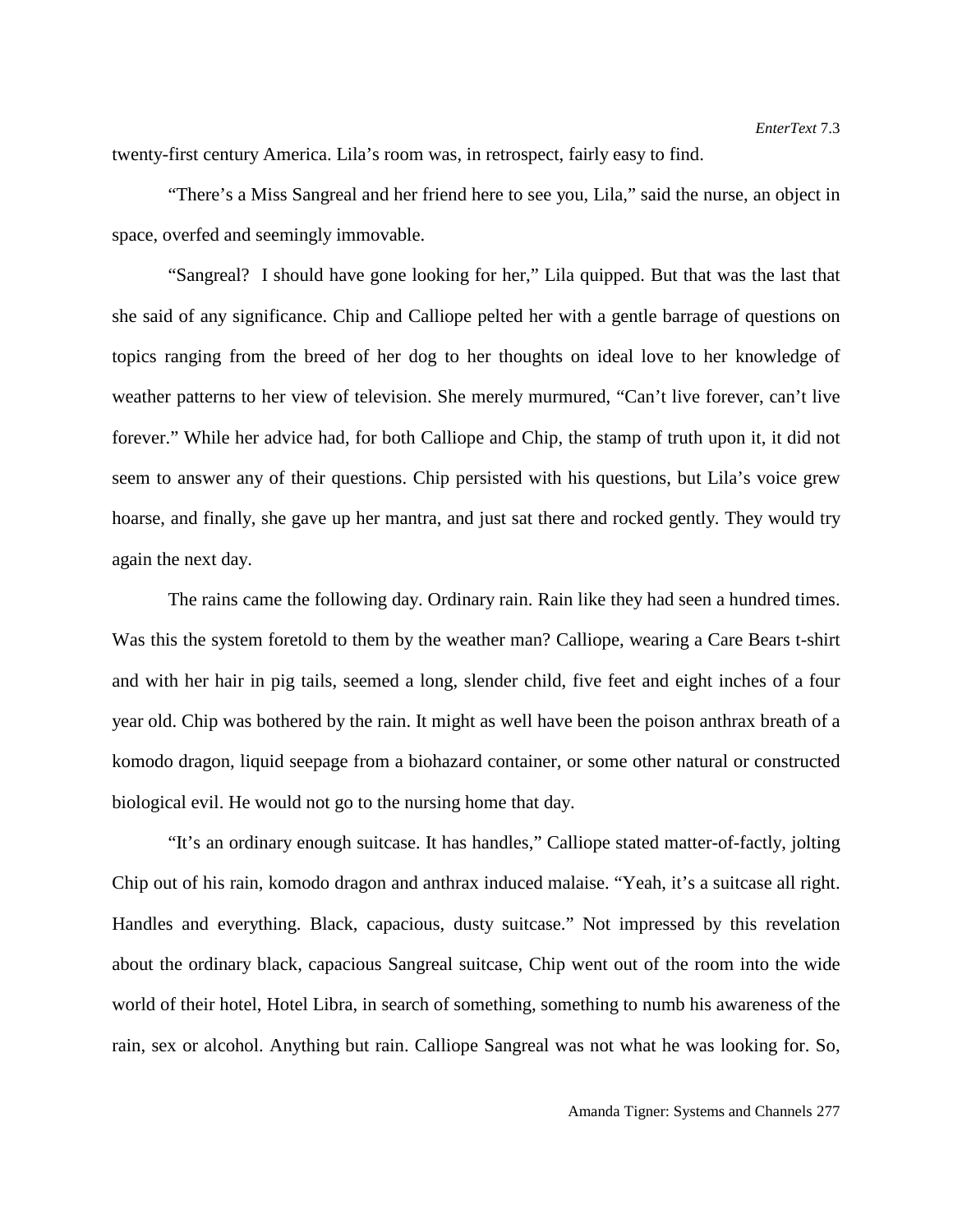twenty-first century America. Lila's room was, in retrospect, fairly easy to find.

"There's a Miss Sangreal and her friend here to see you, Lila," said the nurse, an object in space, overfed and seemingly immovable.

"Sangreal? I should have gone looking for her," Lila quipped. But that was the last that she said of any significance. Chip and Calliope pelted her with a gentle barrage of questions on topics ranging from the breed of her dog to her thoughts on ideal love to her knowledge of weather patterns to her view of television. She merely murmured, "Can't live forever, can't live forever." While her advice had, for both Calliope and Chip, the stamp of truth upon it, it did not seem to answer any of their questions. Chip persisted with his questions, but Lila's voice grew hoarse, and finally, she gave up her mantra, and just sat there and rocked gently. They would try again the next day.

The rains came the following day. Ordinary rain. Rain like they had seen a hundred times. Was this the system foretold to them by the weather man? Calliope, wearing a Care Bears t-shirt and with her hair in pig tails, seemed a long, slender child, five feet and eight inches of a four year old. Chip was bothered by the rain. It might as well have been the poison anthrax breath of a komodo dragon, liquid seepage from a biohazard container, or some other natural or constructed biological evil. He would not go to the nursing home that day.

"It's an ordinary enough suitcase. It has handles," Calliope stated matter-of-factly, jolting Chip out of his rain, komodo dragon and anthrax induced malaise. "Yeah, it's a suitcase all right. Handles and everything. Black, capacious, dusty suitcase." Not impressed by this revelation about the ordinary black, capacious Sangreal suitcase, Chip went out of the room into the wide world of their hotel, Hotel Libra, in search of something, something to numb his awareness of the rain, sex or alcohol. Anything but rain. Calliope Sangreal was not what he was looking for. So,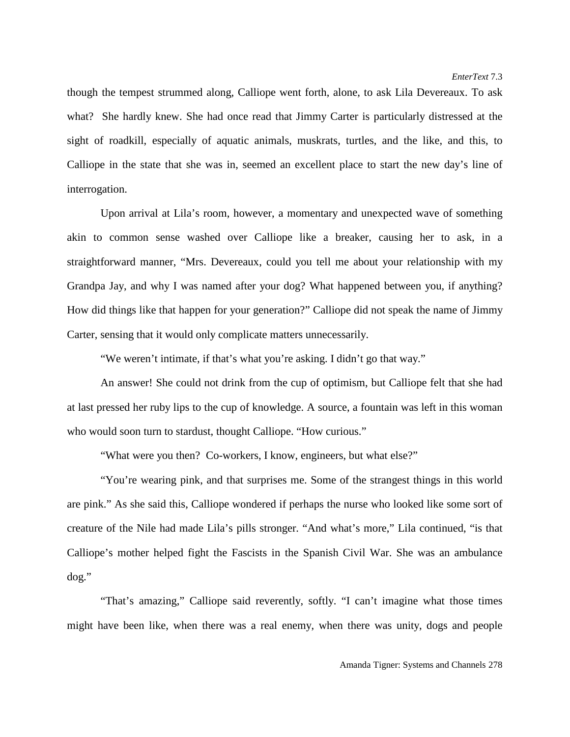though the tempest strummed along, Calliope went forth, alone, to ask Lila Devereaux. To ask what? She hardly knew. She had once read that Jimmy Carter is particularly distressed at the sight of roadkill, especially of aquatic animals, muskrats, turtles, and the like, and this, to Calliope in the state that she was in, seemed an excellent place to start the new day's line of interrogation.

Upon arrival at Lila's room, however, a momentary and unexpected wave of something akin to common sense washed over Calliope like a breaker, causing her to ask, in a straightforward manner, "Mrs. Devereaux, could you tell me about your relationship with my Grandpa Jay, and why I was named after your dog? What happened between you, if anything? How did things like that happen for your generation?" Calliope did not speak the name of Jimmy Carter, sensing that it would only complicate matters unnecessarily.

"We weren't intimate, if that's what you're asking. I didn't go that way."

An answer! She could not drink from the cup of optimism, but Calliope felt that she had at last pressed her ruby lips to the cup of knowledge. A source, a fountain was left in this woman who would soon turn to stardust, thought Calliope. "How curious."

"What were you then? Co-workers, I know, engineers, but what else?"

"You're wearing pink, and that surprises me. Some of the strangest things in this world are pink." As she said this, Calliope wondered if perhaps the nurse who looked like some sort of creature of the Nile had made Lila's pills stronger. "And what's more," Lila continued, "is that Calliope's mother helped fight the Fascists in the Spanish Civil War. She was an ambulance dog."

"That's amazing," Calliope said reverently, softly. "I can't imagine what those times might have been like, when there was a real enemy, when there was unity, dogs and people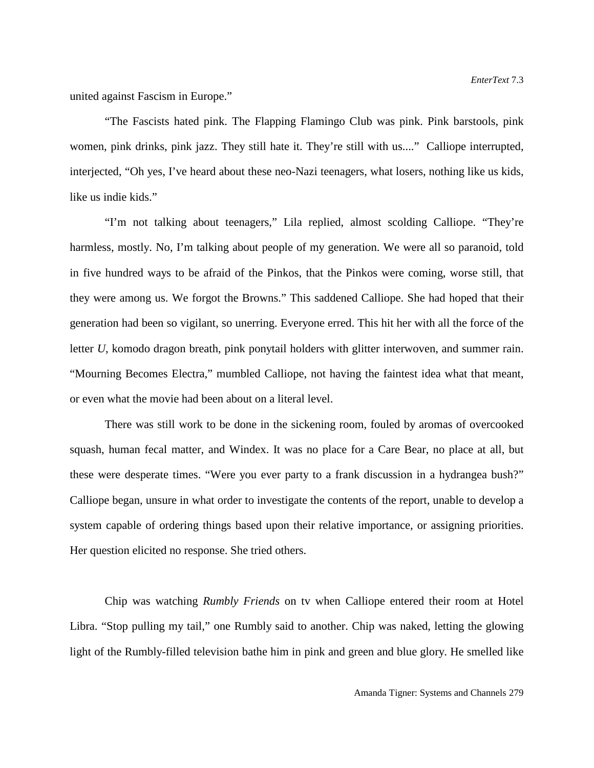united against Fascism in Europe."

"The Fascists hated pink. The Flapping Flamingo Club was pink. Pink barstools, pink women, pink drinks, pink jazz. They still hate it. They're still with us...." Calliope interrupted, interjected, "Oh yes, I've heard about these neo-Nazi teenagers, what losers, nothing like us kids, like us indie kids."

"I'm not talking about teenagers," Lila replied, almost scolding Calliope. "They're harmless, mostly. No, I'm talking about people of my generation. We were all so paranoid, told in five hundred ways to be afraid of the Pinkos, that the Pinkos were coming, worse still, that they were among us. We forgot the Browns." This saddened Calliope. She had hoped that their generation had been so vigilant, so unerring. Everyone erred. This hit her with all the force of the letter *U*, komodo dragon breath, pink ponytail holders with glitter interwoven, and summer rain. "Mourning Becomes Electra," mumbled Calliope, not having the faintest idea what that meant, or even what the movie had been about on a literal level.

There was still work to be done in the sickening room, fouled by aromas of overcooked squash, human fecal matter, and Windex. It was no place for a Care Bear, no place at all, but these were desperate times. "Were you ever party to a frank discussion in a hydrangea bush?" Calliope began, unsure in what order to investigate the contents of the report, unable to develop a system capable of ordering things based upon their relative importance, or assigning priorities. Her question elicited no response. She tried others.

Chip was watching *Rumbly Friends* on tv when Calliope entered their room at Hotel Libra. "Stop pulling my tail," one Rumbly said to another. Chip was naked, letting the glowing light of the Rumbly-filled television bathe him in pink and green and blue glory. He smelled like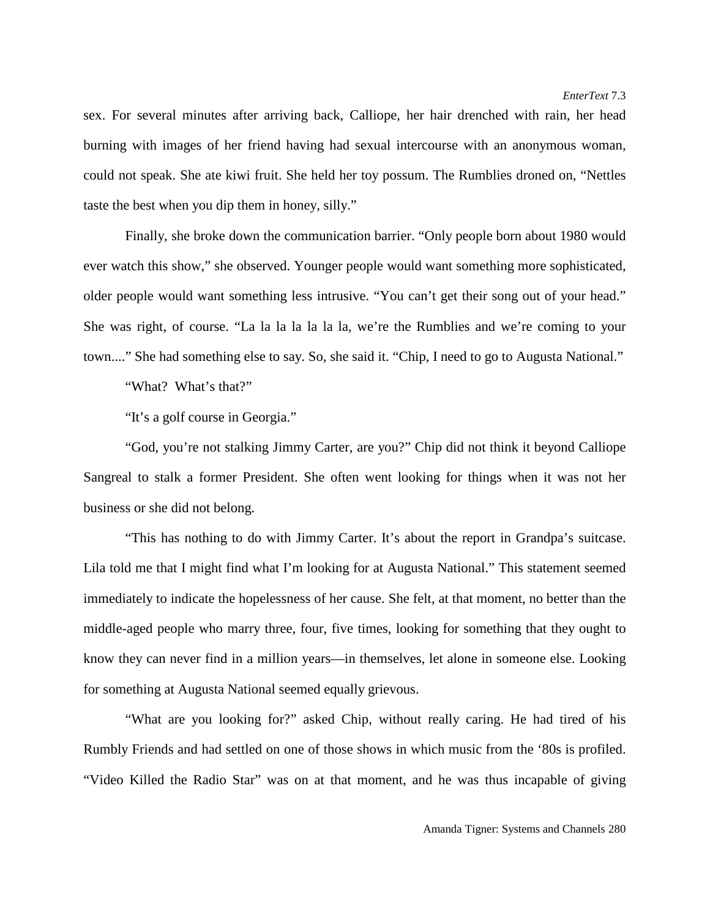sex. For several minutes after arriving back, Calliope, her hair drenched with rain, her head burning with images of her friend having had sexual intercourse with an anonymous woman, could not speak. She ate kiwi fruit. She held her toy possum. The Rumblies droned on, "Nettles taste the best when you dip them in honey, silly."

Finally, she broke down the communication barrier. "Only people born about 1980 would ever watch this show," she observed. Younger people would want something more sophisticated, older people would want something less intrusive. "You can't get their song out of your head." She was right, of course. "La la la la la la la, we're the Rumblies and we're coming to your town...." She had something else to say. So, she said it. "Chip, I need to go to Augusta National."

"What?  What's that?"

"It's a golf course in Georgia."

"God, you're not stalking Jimmy Carter, are you?" Chip did not think it beyond Calliope Sangreal to stalk a former President. She often went looking for things when it was not her business or she did not belong.

"This has nothing to do with Jimmy Carter. It's about the report in Grandpa's suitcase. Lila told me that I might find what I'm looking for at Augusta National." This statement seemed immediately to indicate the hopelessness of her cause. She felt, at that moment, no better than the middle-aged people who marry three, four, five times, looking for something that they ought to know they can never find in a million years—in themselves, let alone in someone else. Looking for something at Augusta National seemed equally grievous.

"What are you looking for?" asked Chip, without really caring. He had tired of his Rumbly Friends and had settled on one of those shows in which music from the '80s is profiled. "Video Killed the Radio Star" was on at that moment, and he was thus incapable of giving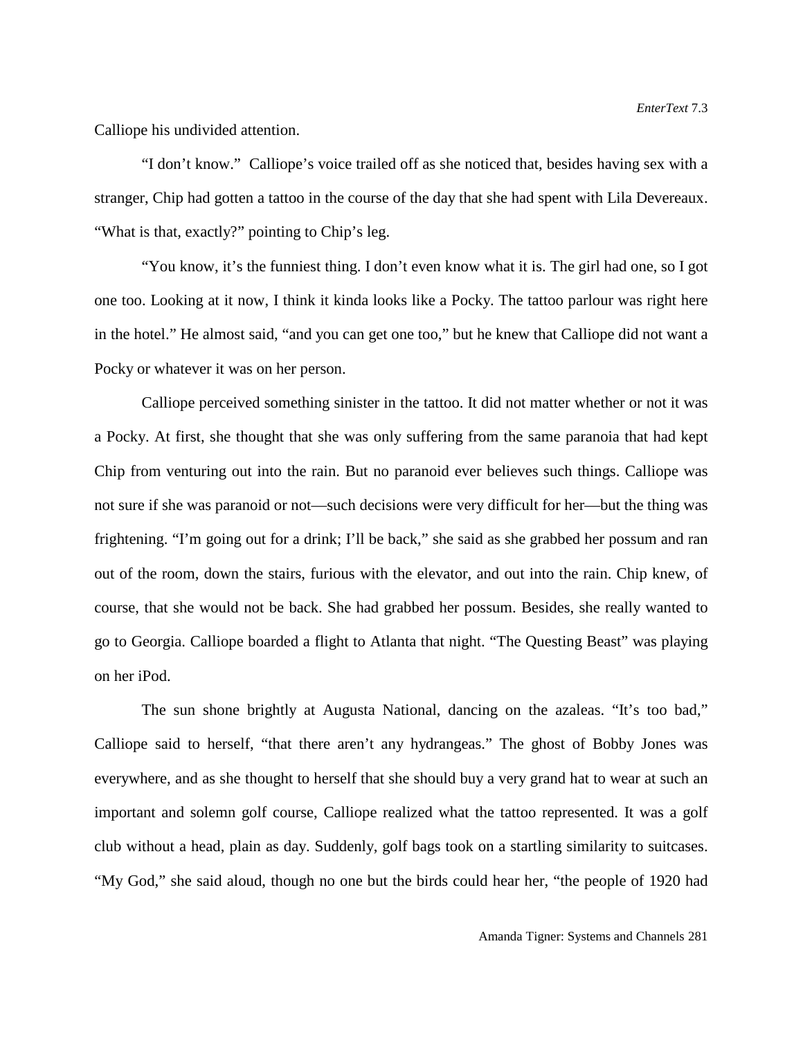Calliope his undivided attention.

"I don't know." Calliope's voice trailed off as she noticed that, besides having sex with a stranger, Chip had gotten a tattoo in the course of the day that she had spent with Lila Devereaux. "What is that, exactly?" pointing to Chip's leg.

"You know, it's the funniest thing. I don't even know what it is. The girl had one, so I got one too. Looking at it now, I think it kinda looks like a Pocky. The tattoo parlour was right here in the hotel." He almost said, "and you can get one too," but he knew that Calliope did not want a Pocky or whatever it was on her person.

Calliope perceived something sinister in the tattoo. It did not matter whether or not it was a Pocky. At first, she thought that she was only suffering from the same paranoia that had kept Chip from venturing out into the rain. But no paranoid ever believes such things. Calliope was not sure if she was paranoid or not—such decisions were very difficult for her—but the thing was frightening. "I'm going out for a drink; I'll be back," she said as she grabbed her possum and ran out of the room, down the stairs, furious with the elevator, and out into the rain. Chip knew, of course, that she would not be back. She had grabbed her possum. Besides, she really wanted to go to Georgia. Calliope boarded a flight to Atlanta that night. "The Questing Beast" was playing on her iPod.

The sun shone brightly at Augusta National, dancing on the azaleas. "It's too bad," Calliope said to herself, "that there aren't any hydrangeas." The ghost of Bobby Jones was everywhere, and as she thought to herself that she should buy a very grand hat to wear at such an important and solemn golf course, Calliope realized what the tattoo represented. It was a golf club without a head, plain as day. Suddenly, golf bags took on a startling similarity to suitcases. "My God," she said aloud, though no one but the birds could hear her, "the people of 1920 had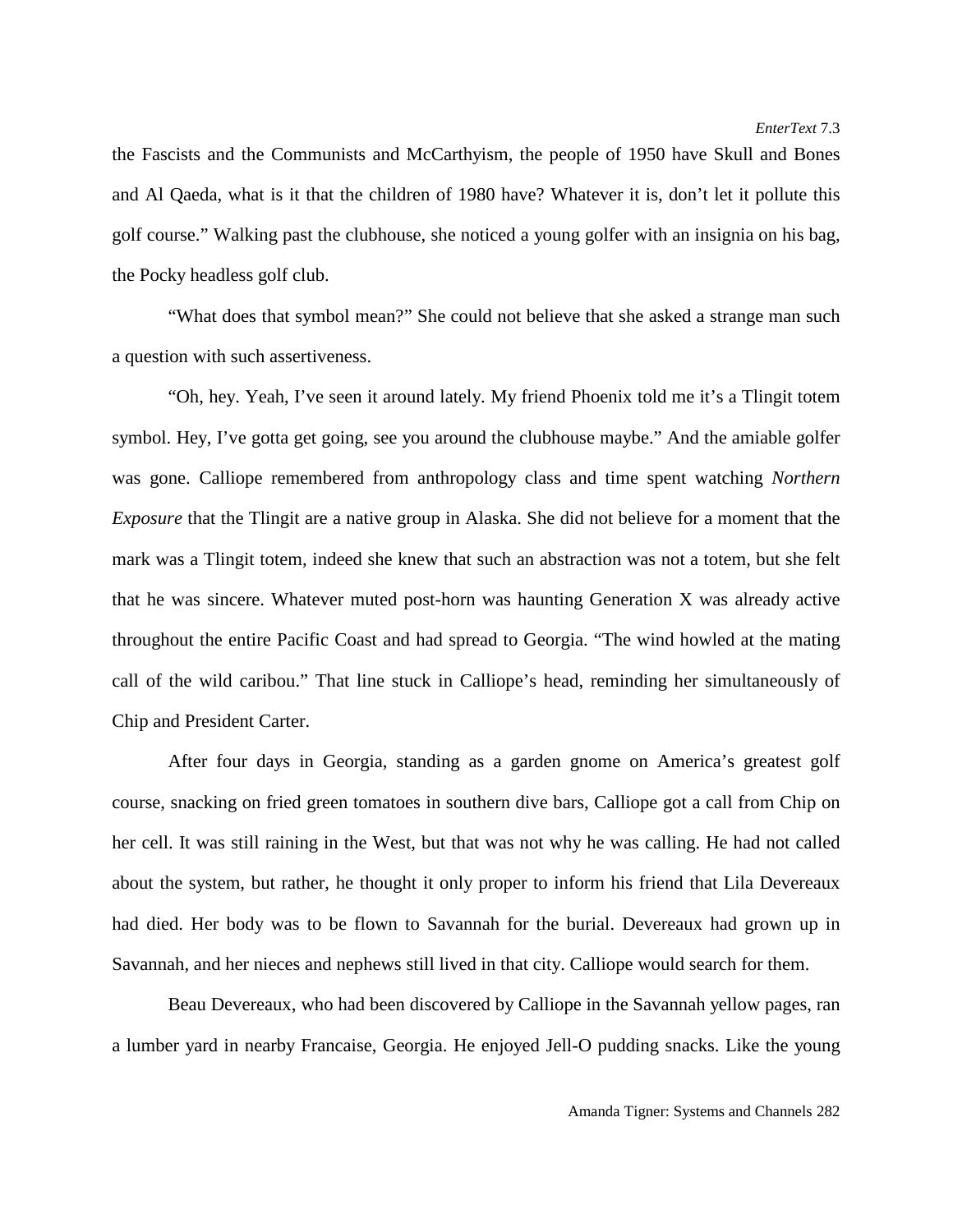the Fascists and the Communists and McCarthyism, the people of 1950 have Skull and Bones and Al Qaeda, what is it that the children of 1980 have? Whatever it is, don't let it pollute this golf course." Walking past the clubhouse, she noticed a young golfer with an insignia on his bag, the Pocky headless golf club.

"What does that symbol mean?" She could not believe that she asked a strange man such a question with such assertiveness.

"Oh, hey. Yeah, I've seen it around lately. My friend Phoenix told me it's a Tlingit totem symbol. Hey, I've gotta get going, see you around the clubhouse maybe." And the amiable golfer was gone. Calliope remembered from anthropology class and time spent watching *Northern Exposure* that the Tlingit are a native group in Alaska. She did not believe for a moment that the mark was a Tlingit totem, indeed she knew that such an abstraction was not a totem, but she felt that he was sincere. Whatever muted post-horn was haunting Generation X was already active throughout the entire Pacific Coast and had spread to Georgia. "The wind howled at the mating call of the wild caribou." That line stuck in Calliope's head, reminding her simultaneously of Chip and President Carter.

After four days in Georgia, standing as a garden gnome on America's greatest golf course, snacking on fried green tomatoes in southern dive bars, Calliope got a call from Chip on her cell. It was still raining in the West, but that was not why he was calling. He had not called about the system, but rather, he thought it only proper to inform his friend that Lila Devereaux had died. Her body was to be flown to Savannah for the burial. Devereaux had grown up in Savannah, and her nieces and nephews still lived in that city. Calliope would search for them.

Beau Devereaux, who had been discovered by Calliope in the Savannah yellow pages, ran a lumber yard in nearby Francaise, Georgia. He enjoyed Jell-O pudding snacks. Like the young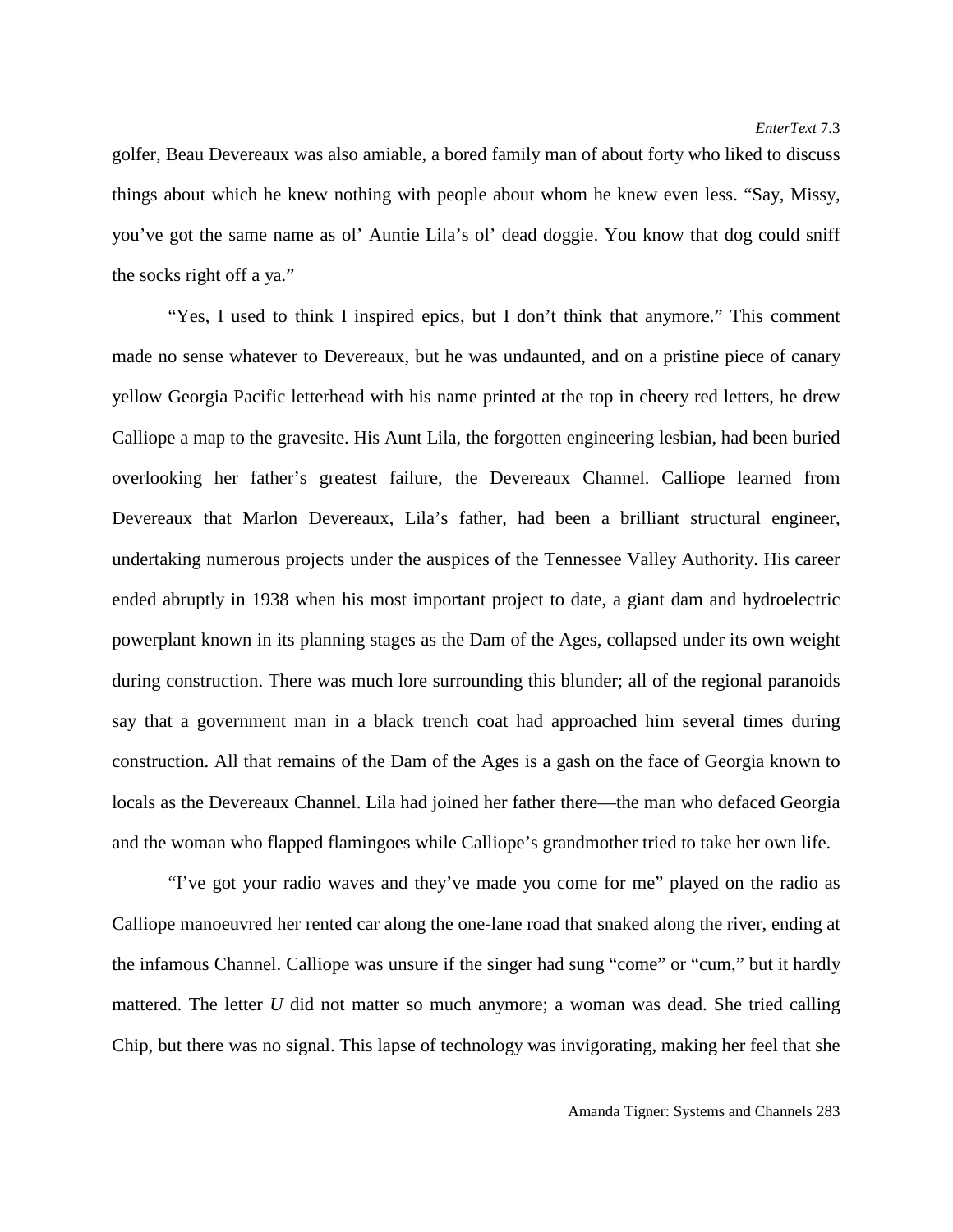golfer, Beau Devereaux was also amiable, a bored family man of about forty who liked to discuss things about which he knew nothing with people about whom he knew even less. “Say, Missy, you’ve got the same name as ol’ Auntie Lila’s ol’ dead doggie. You know that dog could sniff the socks right off a ya.”

“Yes, I used to think I inspired epics, but I don’t think that anymore.” This comment made no sense whatever to Devereaux, but he was undaunted, and on a pristine piece of canary yellow Georgia Pacific letterhead with his name printed at the top in cheery red letters, he drew Calliope a map to the gravesite. His Aunt Lila, the forgotten engineering lesbian, had been buried overlooking her father’s greatest failure, the Devereaux Channel. Calliope learned from Devereaux that Marlon Devereaux, Lila’s father, had been a brilliant structural engineer, undertaking numerous projects under the auspices of the Tennessee Valley Authority. His career ended abruptly in 1938 when his most important project to date, a giant dam and hydroelectric powerplant known in its planning stages as the Dam of the Ages, collapsed under its own weight during construction. There was much lore surrounding this blunder; all of the regional paranoids say that a government man in a black trench coat had approached him several times during construction. All that remains of the Dam of the Ages is a gash on the face of Georgia known to locals as the Devereaux Channel. Lila had joined her father there—the man who defaced Georgia and the woman who flapped flamingoes while Calliope’s grandmother tried to take her own life.

“I’ve got your radio waves and they’ve made you come for me” played on the radio as Calliope manoeuvred her rented car along the one-lane road that snaked along the river, ending at the infamous Channel. Calliope was unsure if the singer had sung “come” or “cum,” but it hardly mattered. The letter *U* did not matter so much anymore; a woman was dead. She tried calling Chip, but there was no signal. This lapse of technology was invigorating, making her feel that she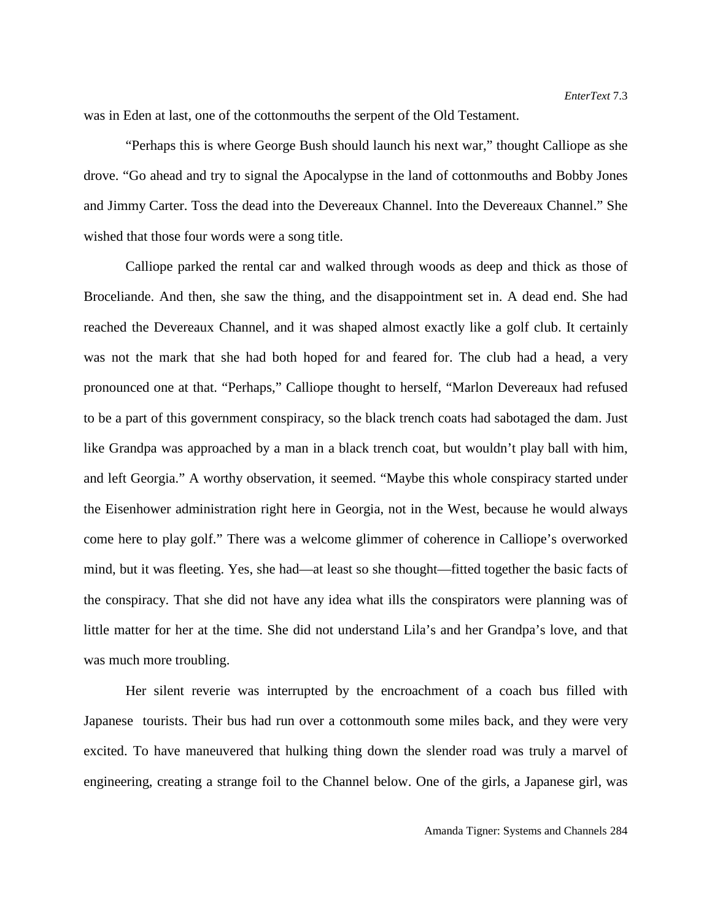was in Eden at last, one of the cottonmouths the serpent of the Old Testament.

"Perhaps this is where George Bush should launch his next war," thought Calliope as she drove. "Go ahead and try to signal the Apocalypse in the land of cottonmouths and Bobby Jones and Jimmy Carter. Toss the dead into the Devereaux Channel. Into the Devereaux Channel." She wished that those four words were a song title.

Calliope parked the rental car and walked through woods as deep and thick as those of Broceliande. And then, she saw the thing, and the disappointment set in. A dead end. She had reached the Devereaux Channel, and it was shaped almost exactly like a golf club. It certainly was not the mark that she had both hoped for and feared for. The club had a head, a very pronounced one at that. "Perhaps," Calliope thought to herself, "Marlon Devereaux had refused to be a part of this government conspiracy, so the black trench coats had sabotaged the dam. Just like Grandpa was approached by a man in a black trench coat, but wouldn't play ball with him, and left Georgia." A worthy observation, it seemed. "Maybe this whole conspiracy started under the Eisenhower administration right here in Georgia, not in the West, because he would always come here to play golf." There was a welcome glimmer of coherence in Calliope's overworked mind, but it was fleeting. Yes, she had—at least so she thought—fitted together the basic facts of the conspiracy. That she did not have any idea what ills the conspirators were planning was of little matter for her at the time. She did not understand Lila's and her Grandpa's love, and that was much more troubling.

Her silent reverie was interrupted by the encroachment of a coach bus filled with Japanese tourists. Their bus had run over a cottonmouth some miles back, and they were very excited. To have maneuvered that hulking thing down the slender road was truly a marvel of engineering, creating a strange foil to the Channel below. One of the girls, a Japanese girl, was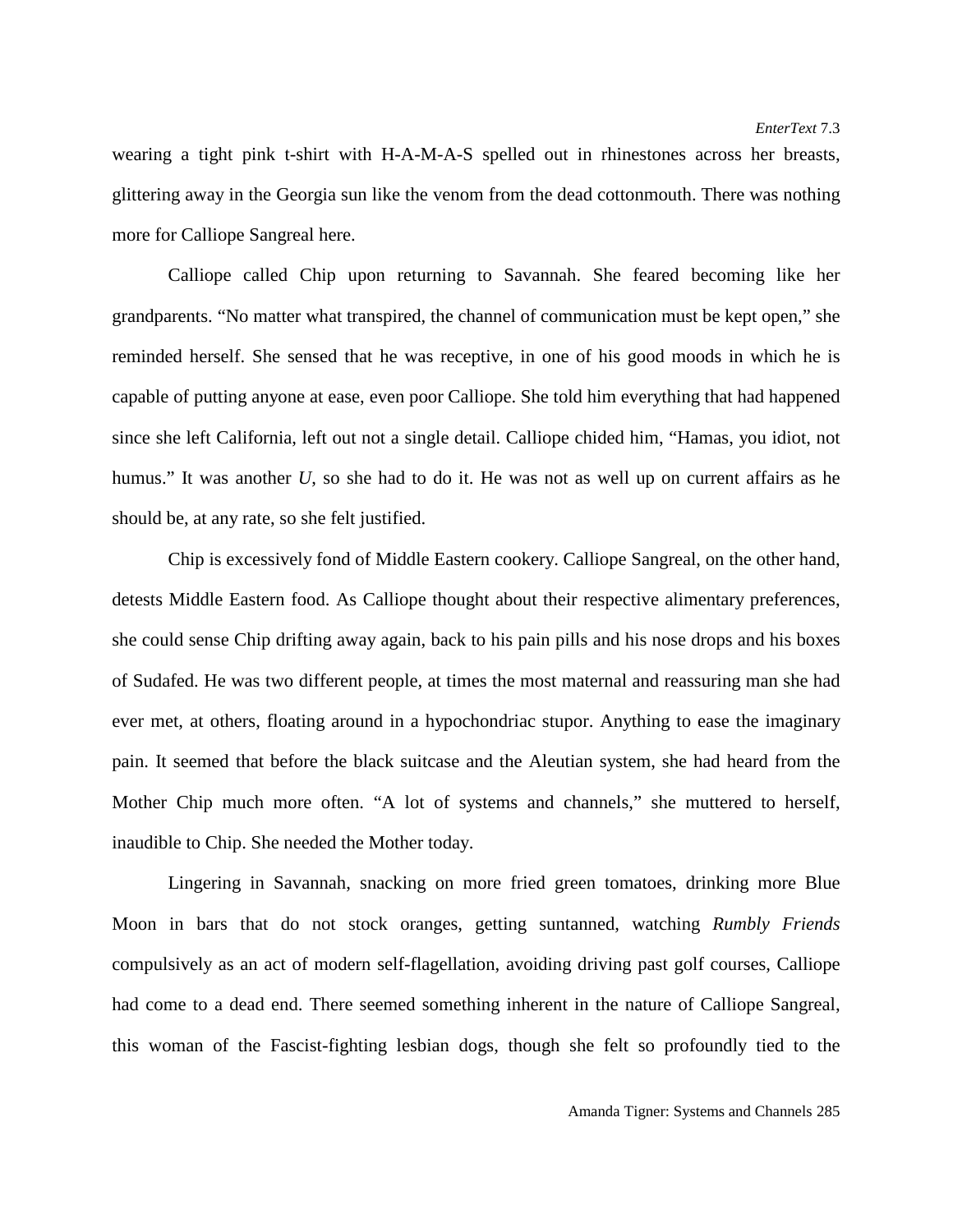wearing a tight pink t-shirt with H-A-M-A-S spelled out in rhinestones across her breasts, glittering away in the Georgia sun like the venom from the dead cottonmouth. There was nothing more for Calliope Sangreal here.

Calliope called Chip upon returning to Savannah. She feared becoming like her grandparents. "No matter what transpired, the channel of communication must be kept open," she reminded herself. She sensed that he was receptive, in one of his good moods in which he is capable of putting anyone at ease, even poor Calliope. She told him everything that had happened since she left California, left out not a single detail. Calliope chided him, "Hamas, you idiot, not humus." It was another *U*, so she had to do it. He was not as well up on current affairs as he should be, at any rate, so she felt justified.

Chip is excessively fond of Middle Eastern cookery. Calliope Sangreal, on the other hand, detests Middle Eastern food. As Calliope thought about their respective alimentary preferences, she could sense Chip drifting away again, back to his pain pills and his nose drops and his boxes of Sudafed. He was two different people, at times the most maternal and reassuring man she had ever met, at others, floating around in a hypochondriac stupor. Anything to ease the imaginary pain. It seemed that before the black suitcase and the Aleutian system, she had heard from the Mother Chip much more often. "A lot of systems and channels," she muttered to herself, inaudible to Chip. She needed the Mother today.

Lingering in Savannah, snacking on more fried green tomatoes, drinking more Blue Moon in bars that do not stock oranges, getting suntanned, watching *Rumbly Friends* compulsively as an act of modern self-flagellation, avoiding driving past golf courses, Calliope had come to a dead end. There seemed something inherent in the nature of Calliope Sangreal, this woman of the Fascist-fighting lesbian dogs, though she felt so profoundly tied to the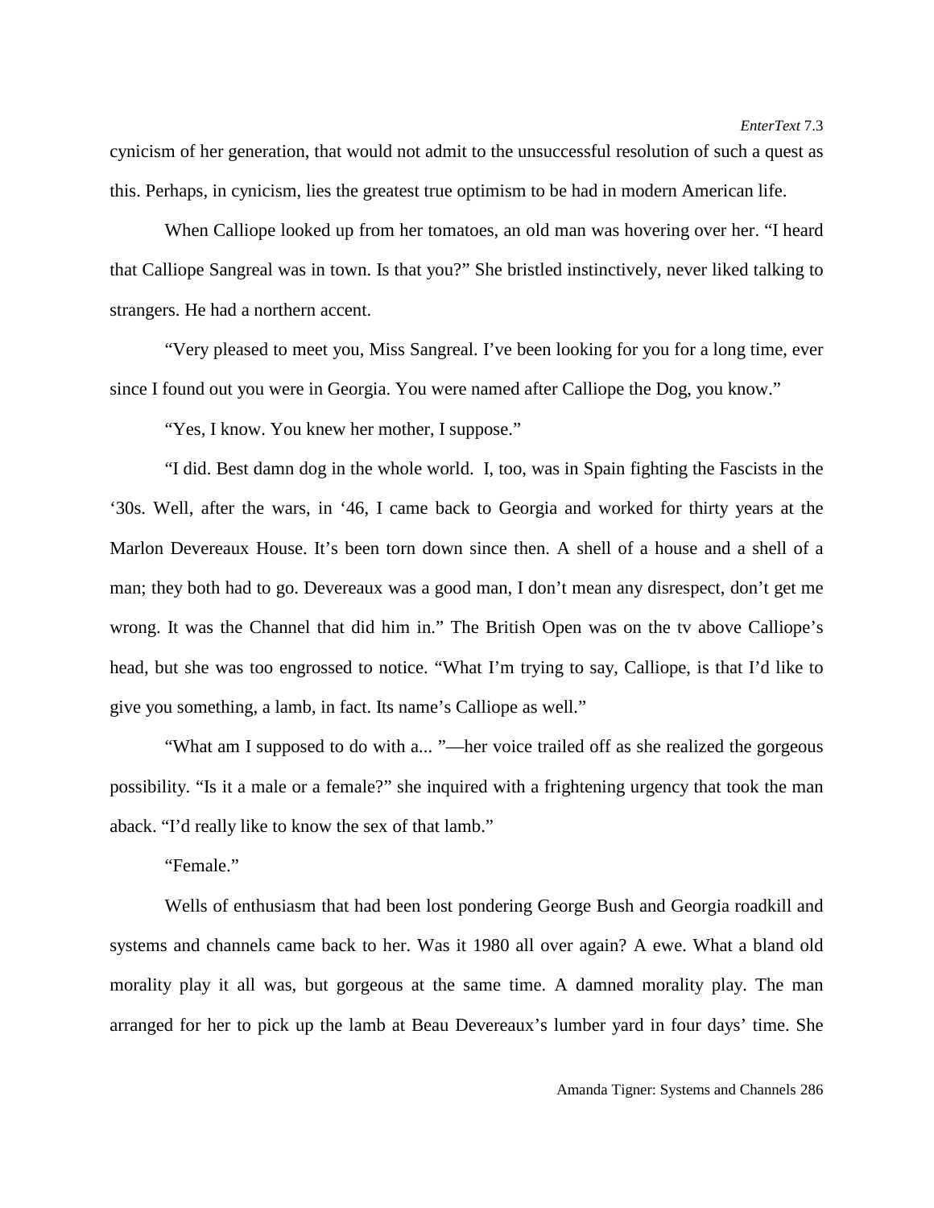cynicism of her generation, that would not admit to the unsuccessful resolution of such a quest as this. Perhaps, in cynicism, lies the greatest true optimism to be had in modern American life.

When Calliope looked up from her tomatoes, an old man was hovering over her. "I heard that Calliope Sangreal was in town. Is that you?" She bristled instinctively, never liked talking to strangers. He had a northern accent.

"Very pleased to meet you, Miss Sangreal. I've been looking for you for a long time, ever since I found out you were in Georgia. You were named after Calliope the Dog, you know."

"Yes, I know. You knew her mother, I suppose."

"I did. Best damn dog in the whole world. I, too, was in Spain fighting the Fascists in the '30s. Well, after the wars, in '46, I came back to Georgia and worked for thirty years at the Marlon Devereaux House. It's been torn down since then. A shell of a house and a shell of a man; they both had to go. Devereaux was a good man, I don't mean any disrespect, don't get me wrong. It was the Channel that did him in." The British Open was on the tv above Calliope's head, but she was too engrossed to notice. "What I'm trying to say, Calliope, is that I'd like to give you something, a lamb, in fact. Its name's Calliope as well."

"What am I supposed to do with a... "—her voice trailed off as she realized the gorgeous possibility. "Is it a male or a female?" she inquired with a frightening urgency that took the man aback. "I'd really like to know the sex of that lamb."

"Female."

Wells of enthusiasm that had been lost pondering George Bush and Georgia roadkill and systems and channels came back to her. Was it 1980 all over again? A ewe. What a bland old morality play it all was, but gorgeous at the same time. A damned morality play. The man arranged for her to pick up the lamb at Beau Devereaux's lumber yard in four days' time. She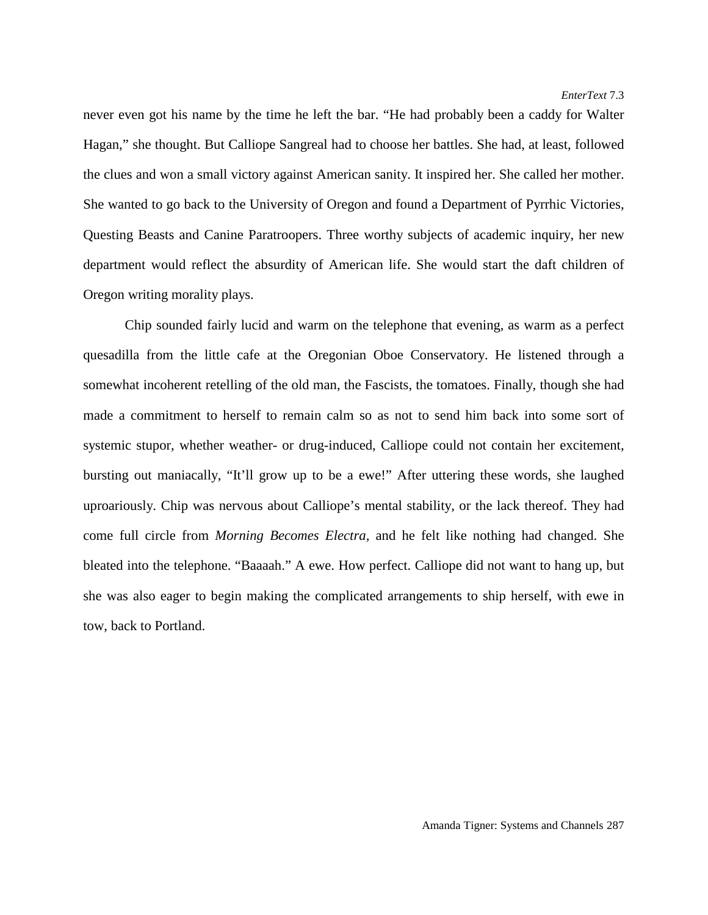never even got his name by the time he left the bar. "He had probably been a caddy for Walter Hagan," she thought. But Calliope Sangreal had to choose her battles. She had, at least, followed the clues and won a small victory against American sanity. It inspired her. She called her mother. She wanted to go back to the University of Oregon and found a Department of Pyrrhic Victories, Questing Beasts and Canine Paratroopers. Three worthy subjects of academic inquiry, her new department would reflect the absurdity of American life. She would start the daft children of Oregon writing morality plays.

Chip sounded fairly lucid and warm on the telephone that evening, as warm as a perfect quesadilla from the little cafe at the Oregonian Oboe Conservatory. He listened through a somewhat incoherent retelling of the old man, the Fascists, the tomatoes. Finally, though she had made a commitment to herself to remain calm so as not to send him back into some sort of systemic stupor, whether weather- or drug-induced, Calliope could not contain her excitement, bursting out maniacally, "It'll grow up to be a ewe!" After uttering these words, she laughed uproariously. Chip was nervous about Calliope's mental stability, or the lack thereof. They had come full circle from *Morning Becomes Electra,* and he felt like nothing had changed. She bleated into the telephone. "Baaaah." A ewe. How perfect. Calliope did not want to hang up, but she was also eager to begin making the complicated arrangements to ship herself, with ewe in tow, back to Portland.